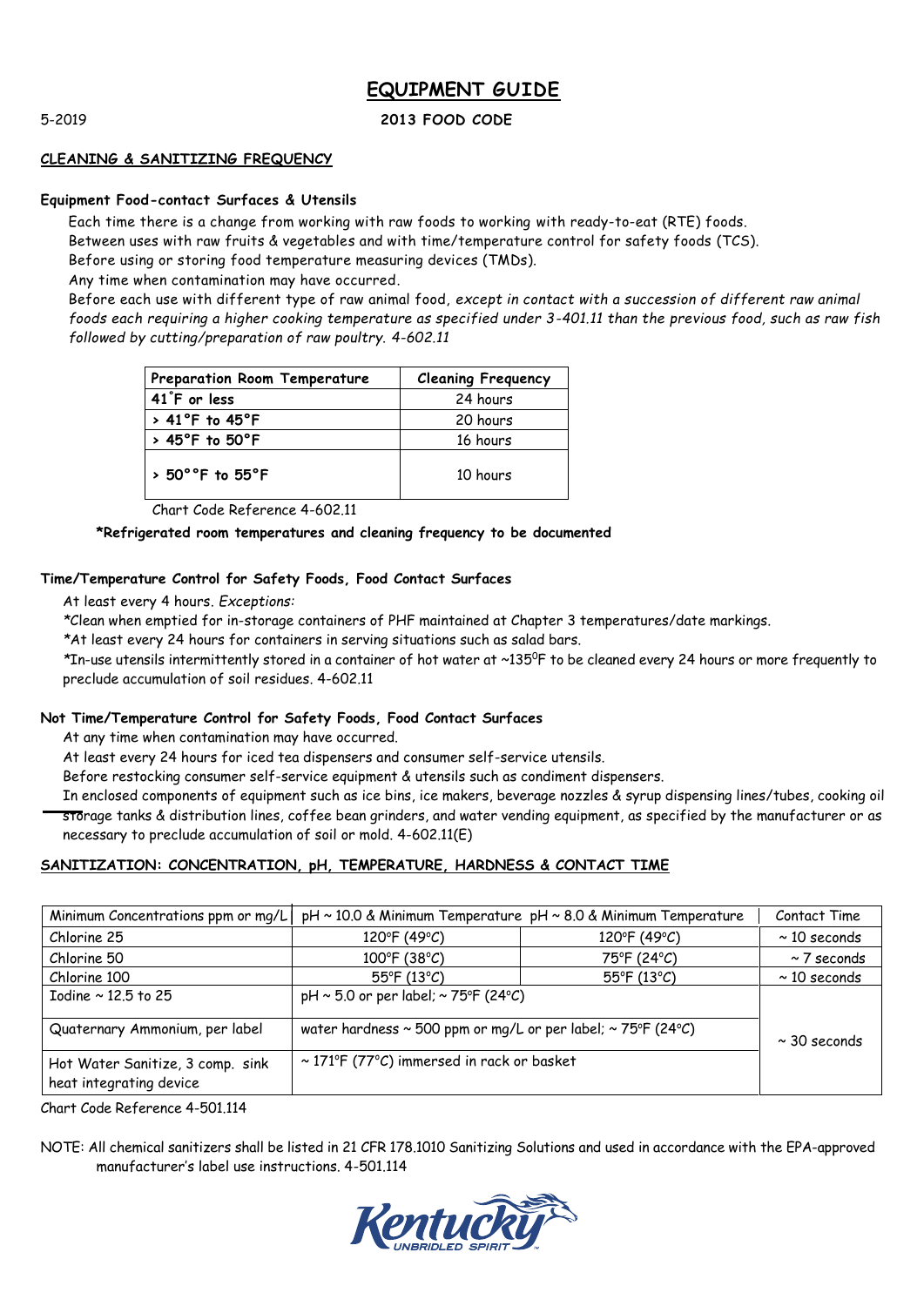# EQUIPMENT GUIDE

5-2019

**2013 FOOD CODE**

## CLEANING & SANITIZING FREQUENCY

### Equipment Food-contact Surfaces & Utensils

Each time there is a change from working with raw foods to working with ready-to-eat (RTE) foods.
Between uses with raw fruits & vegetables and with time/temperature control for safety foods (TCS).
Before using or storing food temperature measuring devices (TMDs).
Any time when contamination may have occurred.
Before each use with different type of raw animal food, *except in contact with a succession of different raw animal foods each requiring a higher cooking temperature as specified under 3-401.11 than the previous food, such as raw fish followed by cutting/preparation of raw poultry. 4-602.11*

| Preparation Room Temperature | Cleaning Frequency |
|---|---|
| 41°F or less | 24 hours |
| > 41°F to 45°F | 20 hours |
| > 45°F to 50°F | 16 hours |
| > 50°°F to 55°F | 10 hours |

Chart Code Reference 4-602.11

**\*Refrigerated room temperatures and cleaning frequency to be documented**

### Time/Temperature Control for Safety Foods, Food Contact Surfaces

At least every 4 hours. *Exceptions:*
*Clean when emptied for in-storage containers of PHF maintained at Chapter 3 temperatures/date markings.
*At least every 24 hours for containers in serving situations such as salad bars.
*In-use utensils intermittently stored in a container of hot water at ~135°F to be cleaned every 24 hours or more frequently to preclude accumulation of soil residues. 4-602.11

### Not Time/Temperature Control for Safety Foods, Food Contact Surfaces

At any time when contamination may have occurred.
At least every 24 hours for iced tea dispensers and consumer self-service utensils.
Before restocking consumer self-service equipment & utensils such as condiment dispensers.
In enclosed components of equipment such as ice bins, ice makers, beverage nozzles & syrup dispensing lines/tubes, cooking oil storage tanks & distribution lines, coffee bean grinders, and water vending equipment, as specified by the manufacturer or as necessary to preclude accumulation of soil or mold. 4-602.11(E)

## SANITIZATION: CONCENTRATION, pH, TEMPERATURE, HARDNESS & CONTACT TIME

| Minimum Concentrations ppm or mg/L | pH ~ 10.0 & Minimum Temperature | pH ~ 8.0 & Minimum Temperature | Contact Time |
|---|---|---|---|
| Chlorine 25 | 120°F (49°C) | 120°F (49°C) | ~ 10 seconds |
| Chlorine 50 | 100°F (38°C) | 75°F (24°C) | ~ 7 seconds |
| Chlorine 100 | 55°F (13°C) | 55°F (13°C) | ~ 10 seconds |
| Iodine ~ 12.5 to 25 | pH ~ 5.0 or per label; ~ 75°F (24°C) | | ~ 30 seconds |
| Quaternary Ammonium, per label | water hardness ~ 500 ppm or mg/L or per label; ~ 75°F (24°C) | | |
| Hot Water Sanitize, 3 comp. sink heat integrating device | ~ 171°F (77°C) immersed in rack or basket | | |

Chart Code Reference 4-501.114

NOTE: All chemical sanitizers shall be listed in 21 CFR 178.1010 Sanitizing Solutions and used in accordance with the EPA-approved manufacturer's label use instructions. 4-501.114

Kentucky UNBRIDLED SPIRIT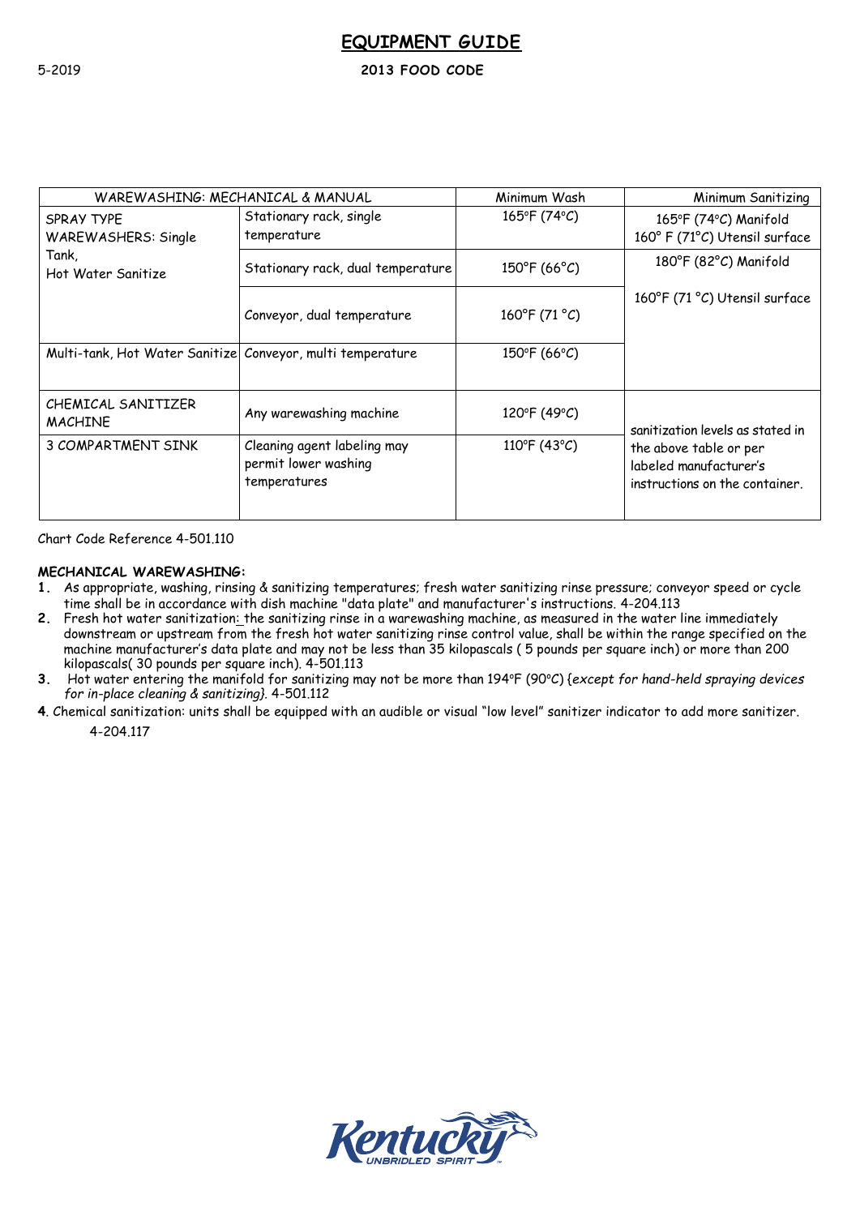# EQUIPMENT GUIDE

5-2019

**2013 FOOD CODE**

| WAREWASHING: MECHANICAL & MANUAL | | Minimum Wash | Minimum Sanitizing |
|---|---|---|---|
| SPRAY TYPE WAREWASHERS: Single Tank, Hot Water Sanitize | Stationary rack, single temperature | 165°F (74°C) | 165°F (74°C) Manifold 160° F (71°C) Utensil surface |
| | Stationary rack, dual temperature | 150°F (66°C) | 180°F (82°C) Manifold 160°F (71 °C) Utensil surface |
| | Conveyor, dual temperature | 160°F (71 °C) | |
| Multi-tank, Hot Water Sanitize | Conveyor, multi temperature | 150°F (66°C) | |
| CHEMICAL SANITIZER MACHINE | Any warewashing machine | 120°F (49°C) | sanitization levels as stated in the above table or per labeled manufacturer's instructions on the container. |
| 3 COMPARTMENT SINK | Cleaning agent labeling may permit lower washing temperatures | 110°F (43°C) | |

Chart Code Reference 4-501.110

**MECHANICAL WAREWASHING:**

1. As appropriate, washing, rinsing & sanitizing temperatures; fresh water sanitizing rinse pressure; conveyor speed or cycle time shall be in accordance with dish machine "data plate" and manufacturer's instructions. 4-204.113
2. Fresh hot water sanitization: the sanitizing rinse in a warewashing machine, as measured in the water line immediately downstream or upstream from the fresh hot water sanitizing rinse control value, shall be within the range specified on the machine manufacturer's data plate and may not be less than 35 kilopascals ( 5 pounds per square inch) or more than 200 kilopascals( 30 pounds per square inch). 4-501.113
3. Hot water entering the manifold for sanitizing may not be more than 194°F (90°C) {*except for hand-held spraying devices for in-place cleaning & sanitizing*}. 4-501.112
4. Chemical sanitization: units shall be equipped with an audible or visual "low level" sanitizer indicator to add more sanitizer. 4-204.117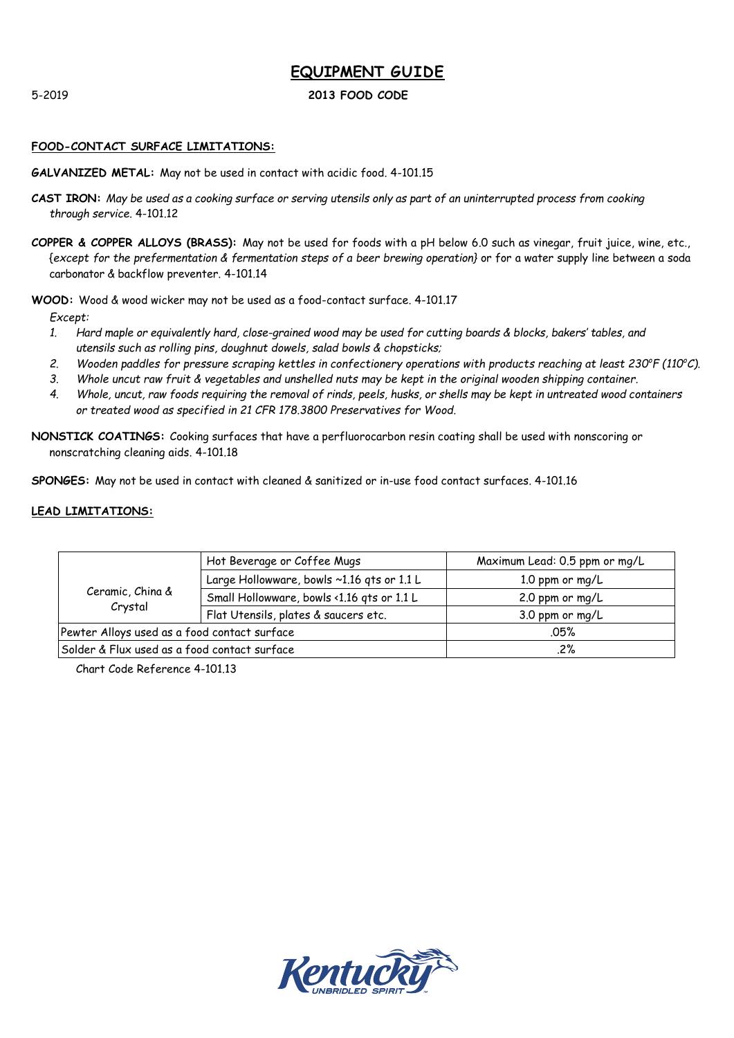# EQUIPMENT GUIDE

5-2019

**2013 FOOD CODE**

## FOOD-CONTACT SURFACE LIMITATIONS:

**GALVANIZED METAL:** May not be used in contact with acidic food. 4-101.15

**CAST IRON:** *May be used as a cooking surface or serving utensils only as part of an uninterrupted process from cooking through service.* 4-101.12

**COPPER & COPPER ALLOYS (BRASS):** May not be used for foods with a pH below 6.0 such as vinegar, fruit juice, wine, etc., {*except for the prefermentation & fermentation steps of a beer brewing operation*} or for a water supply line between a soda carbonator & backflow preventer. 4-101.14

**WOOD:** Wood & wood wicker may not be used as a food-contact surface. 4-101.17

*Except:*

1. *Hard maple or equivalently hard, close-grained wood may be used for cutting boards & blocks, bakers' tables, and utensils such as rolling pins, doughnut dowels, salad bowls & chopsticks;*
2. *Wooden paddles for pressure scraping kettles in confectionery operations with products reaching at least 230°F (110°C).*
3. *Whole uncut raw fruit & vegetables and unshelled nuts may be kept in the original wooden shipping container.*
4. *Whole, uncut, raw foods requiring the removal of rinds, peels, husks, or shells may be kept in untreated wood containers or treated wood as specified in 21 CFR 178.3800 Preservatives for Wood.*

**NONSTICK COATINGS:** Cooking surfaces that have a perfluorocarbon resin coating shall be used with nonscoring or nonscratching cleaning aids. 4-101.18

**SPONGES:** May not be used in contact with cleaned & sanitized or in-use food contact surfaces. 4-101.16

## LEAD LIMITATIONS:

| | | |
|---|---|---|
| Ceramic, China & Crystal | Hot Beverage or Coffee Mugs | Maximum Lead: 0.5 ppm or mg/L |
| | Large Hollowware, bowls ~1.16 qts or 1.1 L | 1.0 ppm or mg/L |
| | Small Hollowware, bowls <1.16 qts or 1.1 L | 2.0 ppm or mg/L |
| | Flat Utensils, plates & saucers etc. | 3.0 ppm or mg/L |
| Pewter Alloys used as a food contact surface | | .05% |
| Solder & Flux used as a food contact surface | | .2% |

Chart Code Reference 4-101.13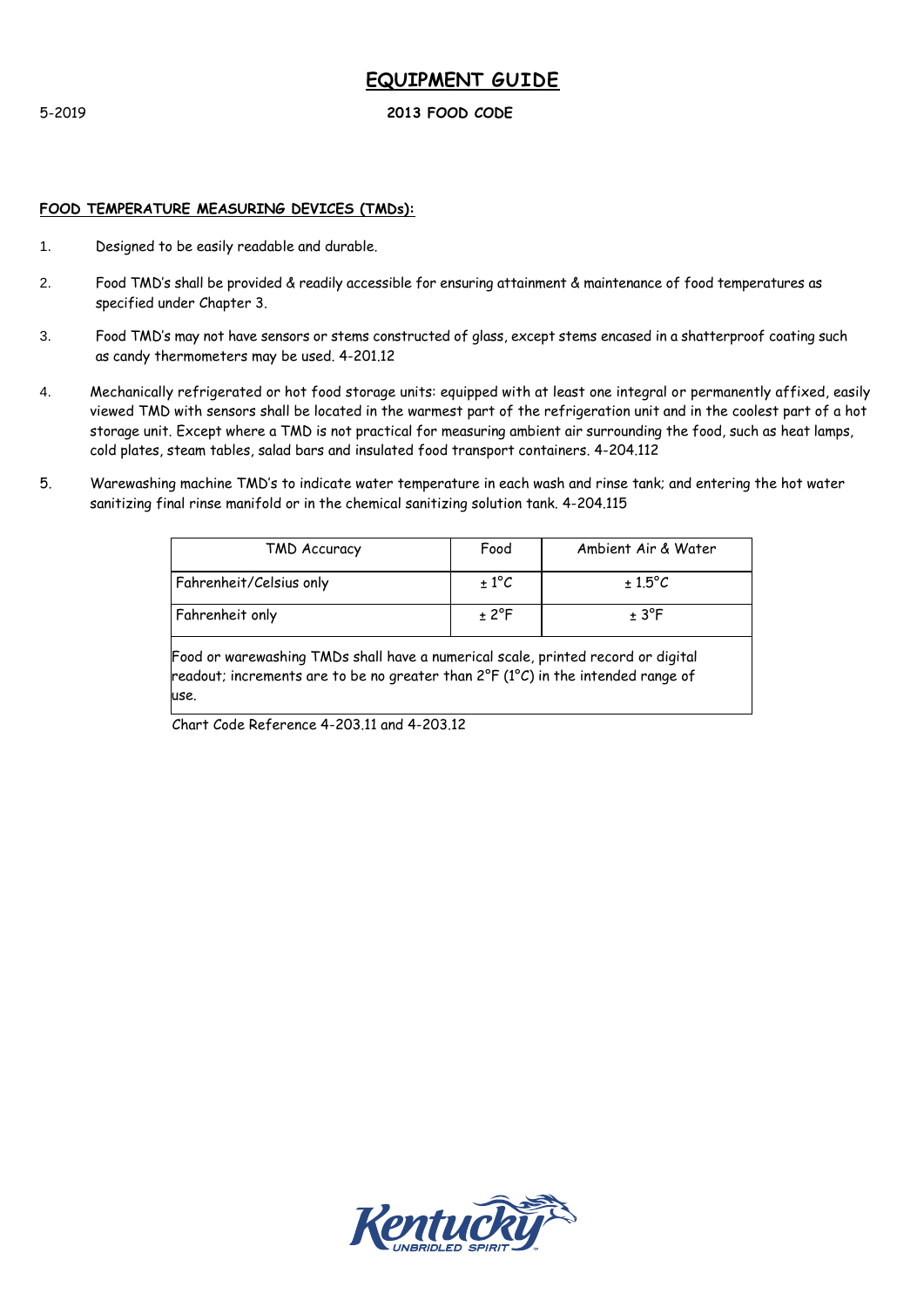# EQUIPMENT GUIDE

5-2019

**2013 FOOD CODE**

**FOOD TEMPERATURE MEASURING DEVICES (TMDs):**

1. Designed to be easily readable and durable.
2. Food TMD's shall be provided & readily accessible for ensuring attainment & maintenance of food temperatures as specified under Chapter 3.
3. Food TMD's may not have sensors or stems constructed of glass, except stems encased in a shatterproof coating such as candy thermometers may be used. 4-201.12
4. Mechanically refrigerated or hot food storage units: equipped with at least one integral or permanently affixed, easily viewed TMD with sensors shall be located in the warmest part of the refrigeration unit and in the coolest part of a hot storage unit. Except where a TMD is not practical for measuring ambient air surrounding the food, such as heat lamps, cold plates, steam tables, salad bars and insulated food transport containers. 4-204.112
5. Warewashing machine TMD's to indicate water temperature in each wash and rinse tank; and entering the hot water sanitizing final rinse manifold or in the chemical sanitizing solution tank. 4-204.115

| TMD Accuracy | Food | Ambient Air & Water |
|---|---|---|
| Fahrenheit/Celsius only | ± 1°C | ± 1.5°C |
| Fahrenheit only | ± 2°F | ± 3°F |
| Food or warewashing TMDs shall have a numerical scale, printed record or digital readout; increments are to be no greater than 2°F (1°C) in the intended range of use. | | |

Chart Code Reference 4-203.11 and 4-203.12